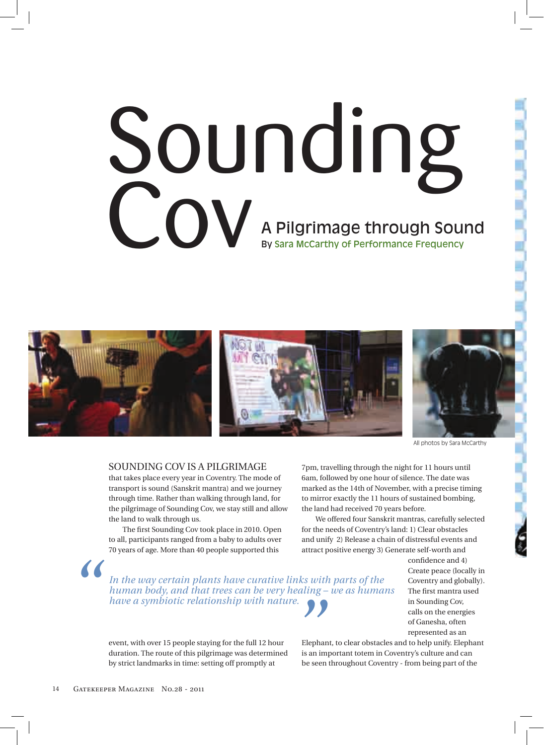# Sounding Cov

## A Pilgrimage through Sound

By Sara McCarthy of Performance Frequency

All photos by Sara McCarthy

SOUNDING COV IS A PILGRIMAGE that takes place every year in Coventry. The mode of transport is sound (Sanskrit mantra) and we journey through time. Rather than walking through land, for the pilgrimage of Sounding Cov, we stay still and allow the land to walk through us.

The first Sounding Cov took place in 2010. Open to all, participants ranged from a baby to adults over 70 years of age. More than 40 people supported this event, with over 15 people staying for the full 12 hour duration. The route of this pilgrimage was determined by strict landmarks in time: setting off promptly at 7pm, travelling through the night for 11 hours until 6am, followed by one hour of silence. The date was marked as the 14th of November, with a precise timing to mirror exactly the 11 hours of sustained bombing, the land had received 70 years before.

> *In the way certain plants have curative links with parts of the human body, and that trees can be very healing – we as humans have a symbiotic relationship with nature.*

We offered four Sanskrit mantras, carefully selected for the needs of Coventry's land: 1) Clear obstacles and unify 2) Release a chain of distressful events and attract positive energy 3) Generate self-worth and confidence and 4) Create peace (locally in Coventry and globally). The first mantra used in Sounding Cov, calls on the energies of Ganesha, often represented as an Elephant, to clear obstacles and to help unify. Elephant is an important totem in Coventry's culture and can be seen throughout Coventry - from being part of the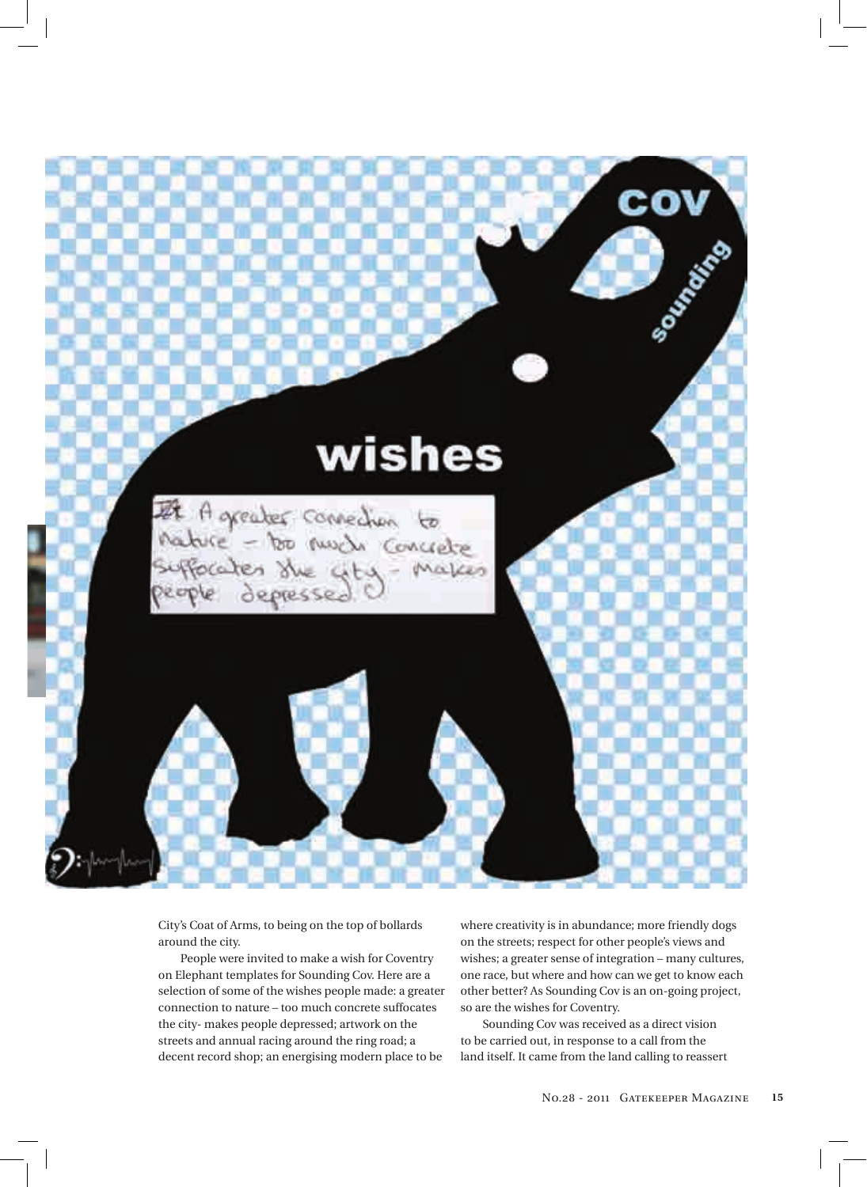City's Coat of Arms, to being on the top of bollards around the city.

People were invited to make a wish for Coventry on Elephant templates for Sounding Cov. Here are a selection of some of the wishes people made: a greater connection to nature – too much concrete suffocates the city- makes people depressed; artwork on the streets and annual racing around the ring road; a decent record shop; an energising modern place to be where creativity is in abundance; more friendly dogs on the streets; respect for other people's views and wishes; a greater sense of integration – many cultures, one race, but where and how can we get to know each other better? As Sounding Cov is an on-going project, so are the wishes for Coventry.

Sounding Cov was received as a direct vision to be carried out, in response to a call from the land itself. It came from the land calling to reassert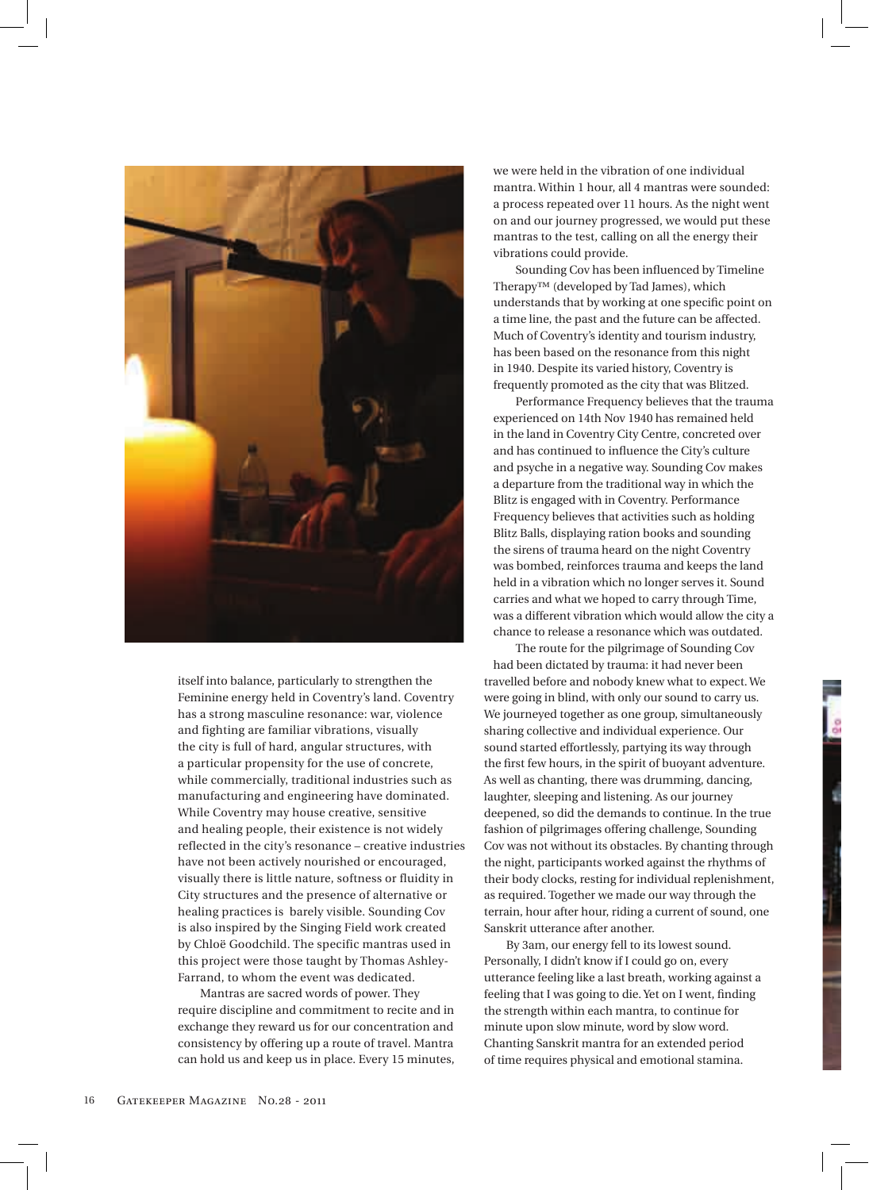itself into balance, particularly to strengthen the Feminine energy held in Coventry's land. Coventry has a strong masculine resonance: war, violence and fighting are familiar vibrations, visually the city is full of hard, angular structures, with a particular propensity for the use of concrete, while commercially, traditional industries such as manufacturing and engineering have dominated. While Coventry may house creative, sensitive and healing people, their existence is not widely reflected in the city's resonance – creative industries have not been actively nourished or encouraged, visually there is little nature, softness or fluidity in City structures and the presence of alternative or healing practices is barely visible. Sounding Cov is also inspired by the Singing Field work created by Chloë Goodchild. The specific mantras used in this project were those taught by Thomas Ashley-Farrand, to whom the event was dedicated.

Mantras are sacred words of power. They require discipline and commitment to recite and in exchange they reward us for our concentration and consistency by offering up a route of travel. Mantra can hold us and keep us in place. Every 15 minutes, we were held in the vibration of one individual mantra. Within 1 hour, all 4 mantras were sounded: a process repeated over 11 hours. As the night went on and our journey progressed, we would put these mantras to the test, calling on all the energy their vibrations could provide.

Sounding Cov has been influenced by Timeline Therapy™ (developed by Tad James), which understands that by working at one specific point on a time line, the past and the future can be affected. Much of Coventry's identity and tourism industry, has been based on the resonance from this night in 1940. Despite its varied history, Coventry is frequently promoted as the city that was Blitzed.

Performance Frequency believes that the trauma experienced on 14th Nov 1940 has remained held in the land in Coventry City Centre, concreted over and has continued to influence the City's culture and psyche in a negative way. Sounding Cov makes a departure from the traditional way in which the Blitz is engaged with in Coventry. Performance Frequency believes that activities such as holding Blitz Balls, displaying ration books and sounding the sirens of trauma heard on the night Coventry was bombed, reinforces trauma and keeps the land held in a vibration which no longer serves it. Sound carries and what we hoped to carry through Time, was a different vibration which would allow the city a chance to release a resonance which was outdated.

The route for the pilgrimage of Sounding Cov had been dictated by trauma: it had never been travelled before and nobody knew what to expect. We were going in blind, with only our sound to carry us. We journeyed together as one group, simultaneously sharing collective and individual experience. Our sound started effortlessly, partying its way through the first few hours, in the spirit of buoyant adventure. As well as chanting, there was drumming, dancing, laughter, sleeping and listening. As our journey deepened, so did the demands to continue. In the true fashion of pilgrimages offering challenge, Sounding Cov was not without its obstacles. By chanting through the night, participants worked against the rhythms of their body clocks, resting for individual replenishment, as required. Together we made our way through the terrain, hour after hour, riding a current of sound, one Sanskrit utterance after another.

By 3am, our energy fell to its lowest sound. Personally, I didn't know if I could go on, every utterance feeling like a last breath, working against a feeling that I was going to die. Yet on I went, finding the strength within each mantra, to continue for minute upon slow minute, word by slow word. Chanting Sanskrit mantra for an extended period of time requires physical and emotional stamina.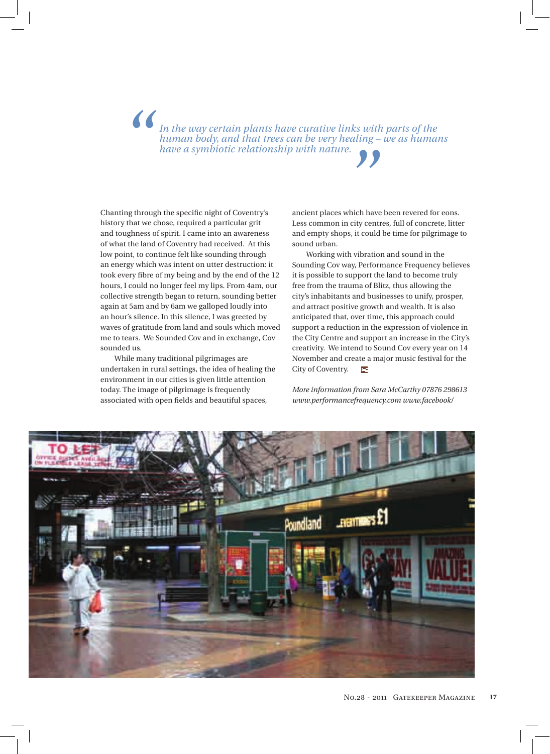> *In the way certain plants have curative links with parts of the human body, and that trees can be very healing – we as humans have a symbiotic relationship with nature.*

Chanting through the specific night of Coventry's history that we chose, required a particular grit and toughness of spirit. I came into an awareness of what the land of Coventry had received. At this low point, to continue felt like sounding through an energy which was intent on utter destruction: it took every fibre of my being and by the end of the 12 hours, I could no longer feel my lips. From 4am, our collective strength began to return, sounding better again at 5am and by 6am we galloped loudly into an hour's silence. In this silence, I was greeted by waves of gratitude from land and souls which moved me to tears. We Sounded Cov and in exchange, Cov sounded us.

While many traditional pilgrimages are undertaken in rural settings, the idea of healing the environment in our cities is given little attention today. The image of pilgrimage is frequently associated with open fields and beautiful spaces, ancient places which have been revered for eons. Less common in city centres, full of concrete, litter and empty shops, it could be time for pilgrimage to sound urban.

Working with vibration and sound in the Sounding Cov way, Performance Frequency believes it is possible to support the land to become truly free from the trauma of Blitz, thus allowing the city's inhabitants and businesses to unify, prosper, and attract positive growth and wealth. It is also anticipated that, over time, this approach could support a reduction in the expression of violence in the City Centre and support an increase in the City's creativity. We intend to Sound Cov every year on 14 November and create a major music festival for the City of Coventry.

*More information from Sara McCarthy 07876 298613 www.performancefrequency.com www.facebook/*